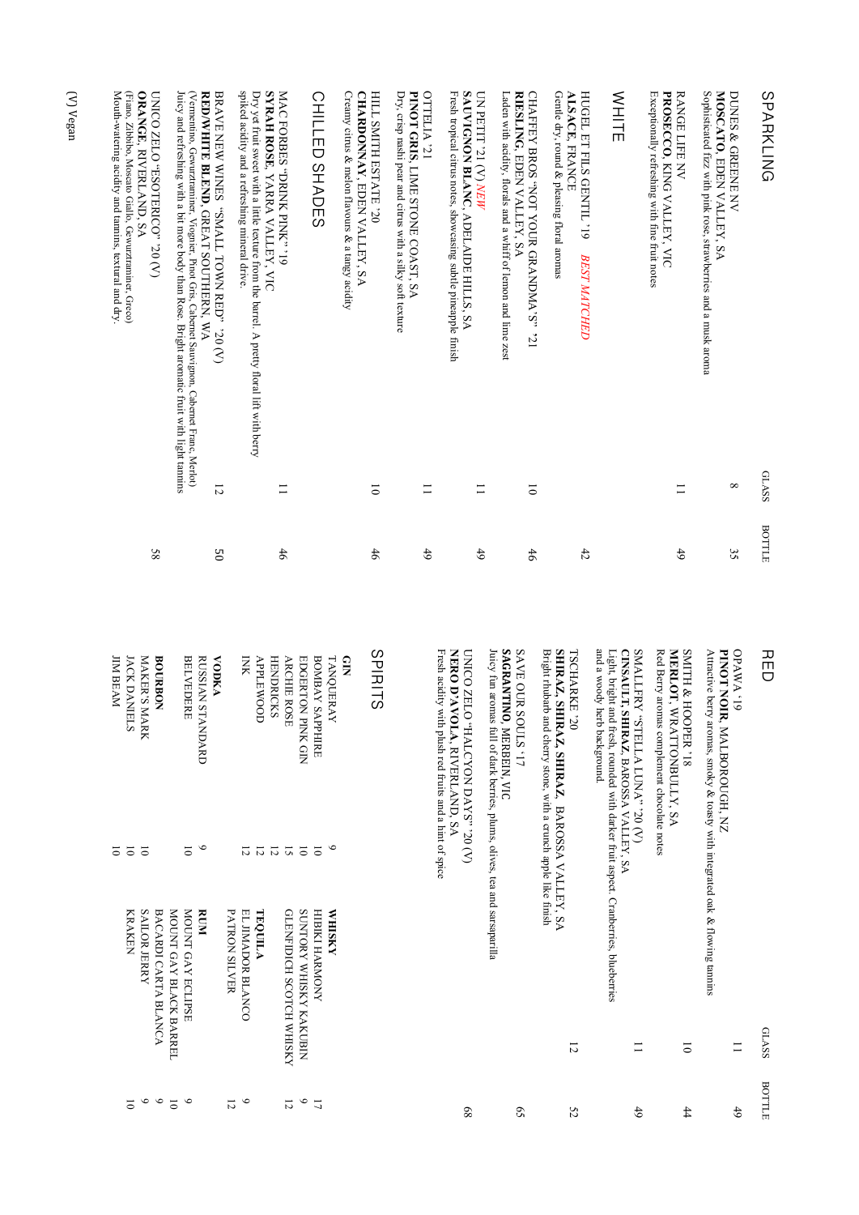## SPARKLING

| | GLASS | BOTTLE |
|---|---|---|
| DUNES & GREENE NV<br>**MOSCATO**, EDEN VALLEY, SA<br>Sophisticated fizz with pink rose, strawberries and a musk aroma | 8 | 35 |
| RANGE LIFE NV<br>**PROSECCO**, KING VALLEY, VIC<br>Exceptionally refreshing with fine fruit notes | 11 | 49 |

## WHITE

| | GLASS | BOTTLE |
|---|---|---|
| HUGEL ET FILS GENTIL '19 *BEST MATCHED*<br>**ALSACE**, FRANCE<br>Gentle dry, round & pleasing floral aromas | | 42 |
| CHAFFEY BROS "NOT YOUR GRANDMA'S" '21<br>**RIESLING**, EDEN VALLEY, SA<br>Laden with acidity, florals and a whiff of lemon and lime zest | 10 | 46 |
| UN PETIT '21 (V) *NEW*<br>**SAUVIGNON BLANC**, ADELAIDE HILLS, SA<br>Fresh tropical citrus notes, showcasing subtle pineapple finish | 11 | 49 |
| OTTELIA '21<br>**PINOT GRIS**, LIME STONE COAST, SA<br>Dry, crisp nashi pear and citrus with a silky soft texture | 11 | 49 |
| HILL SMITH ESTATE '20<br>**CHARDONNAY**, EDEN VALLEY, SA<br>Creamy citrus & melon flavours & a tangy acidity | 10 | 46 |

## CHILLED SHADES

| | GLASS | BOTTLE |
|---|---|---|
| MAC FORBES "DRINK PINK" '19<br>**SYRAH ROSE**, YARRA VALLEY, VIC<br>Dry yet fruit sweet with a little texture from the barrel. A pretty floral lift with berry spiked acidity and a refreshing mineral drive. | 11 | 46 |
| BRAVE NEW WINES "SMALL TOWN RED" '20 (V)<br>**RED/WHITE BLEND**, GREAT SOUTHERN, WA<br>(Vermentino, Gewurztraminer, Viognier, Pinot Gris, Cabernet Sauvignon, Cabernet Franc, Merlot)<br>Juicy and refreshing with a bit more body than Rose. Bright aromatic fruit with light tannins | 12 | 50 |
| UNICO ZELO "ESOTERICO" '20 (V)<br>**ORANGE**, RIVERLAND, SA<br>(Fiano, Zibbibo, Moscato Giallo, Gewurztraminer, Greco)<br>Mouth-watering acidity and tannins, textural and dry. | | 58 |

(V) Vegan

## RED

| | GLASS | BOTTLE |
|---|---|---|
| OPAWA '19<br>**PINOT NOIR**, MALBOROUGH, NZ<br>Attractive berry aromas, smoky & toasty with integrated oak & flowing tannins | 11 | 49 |
| SMITH & HOOPER '18<br>**MERLOT**, WRATTONBULLY, SA<br>Red Berry aromas complement chocolate notes | 10 | 44 |
| SMALLFRY "STELLA LUNA" '20 (V)<br>**CINSAULT, SHIRAZ**, BAROSSA VALLEY, SA<br>Light, bright and fresh, rounded with darker fruit aspect. Cranberries, blueberries and a woody herb background. | 11 | 49 |
| TSCHARKE '20<br>**SHIRAZ, SHIRAZ, SHIRAZ**, BAROSSA VALLEY, SA<br>Bright rhubarb and cherry stone, with a crunch apple like finish | 12 | 52 |
| SAVE OUR SOULS '17<br>**SAGRANTINO**, MERBEIN, VIC<br>Juicy fun aromas full of dark berries, plums, olives, tea and sarsaparilla | | 65 |
| UNICO ZELO "HALCYON DAYS" '20 (V)<br>**NERO D'AVOLA**, RIVERLAND, SA<br>Fresh acidity with plush red fruits and a hint of spice | | 68 |

## SPIRITS

| **GIN** | |
|---|---|
| TANQUERAY | 9 |
| BOMBAY SAPPHIRE | 10 |
| EDGERTON PINK GIN | 10 |
| ARCHIE ROSE | 15 |
| HENDRICKS | 12 |
| APPLEWOOD | 12 |
| INK | 12 |
| **VODKA** | |
| RUSSIAN STANDARD | 9 |
| BELVEDERE | 10 |
| **BOURBON** | |
| MAKER'S MARK | 10 |
| JACK DANIELS | 10 |
| JIM BEAM | 10 |

| **WHISKY** | |
|---|---|
| HIBIKI HARMONY | 17 |
| SUNTORY WHISKY KAKUBIN | 9 |
| GLENFIDDICH SCOTCH WHISKY | 12 |
| **TEQUILA** | |
| EL JIMADOR BLANCO | 9 |
| PATRON SILVER | 12 |
| **RUM** | |
| MOUNT GAY ECLIPSE | 9 |
| MOUNT GAY BLACK BARREL | 10 |
| BACARDI CARTA BLANCA | 9 |
| SAILOR JERRY | 9 |
| KRAKEN | 10 |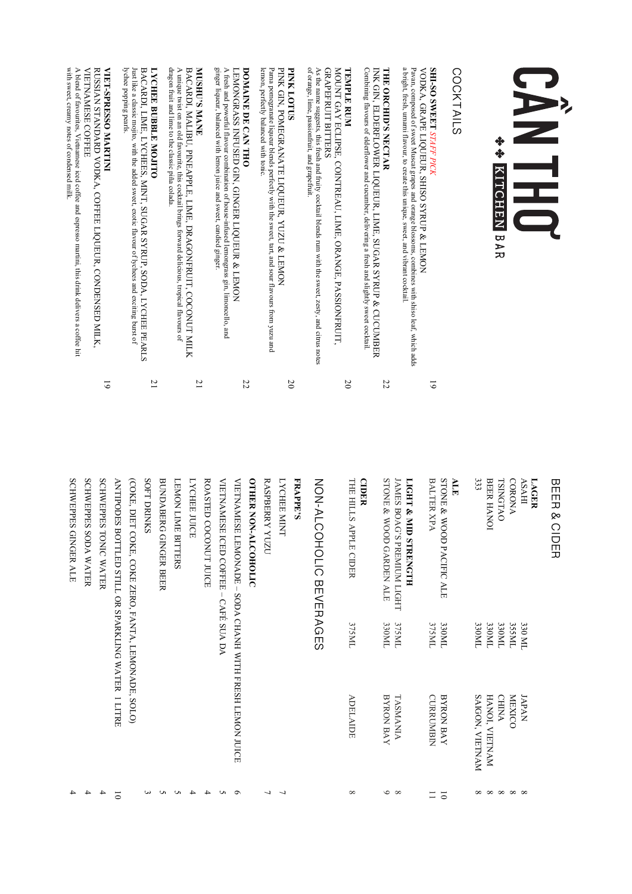# CẦN THƠ

KITCHEN BAR

## COCKTAILS

**SHI-SO SWEET** *STAFF PICK* — 19
VODKA, GRAPE LIQUEUR, SHISO SYRUP & LEMON
Pavan, composed of sweet Muscat grapes and orange blossoms, combines with shiso leaf, which adds a bright, fresh, umami flavour, to create this unique, sweet, and vibrant cocktail.

**THE ORCHID'S NECTAR** — 22
INK GIN, ELDERFLOWER LIQUEUR, LIME, SUGAR SYRUP & CUCUMBER
Combining flavours of elderflower and cucumber, delivering a fresh and slightly sweet cocktail.

**TEMPLE RUM** — 20
MOUNT GAY ECLIPSE, CONTREAU, LIME, ORANGE, PASSIONFRUIT, GRAPEFRUIT BITTERS
As the name suggests, this fresh and fruity cocktail blends rum with the sweet, zesty, and citrus notes of orange, lime, passionfruit, and grapefruit.

**PINK LOTUS** — 20
PINK GIN, POMEGRANATE LIQUEUR, YUZU & LEMON
Pama pomegranate liqueur blends perfectly with the sweet, tart, and sour flavours from yuzu and lemon, perfectly balanced with tonic.

**DOMAINE DE CAN THO** — 22
LEMONGRASS INFUSED GIN, GINGER LIQUEUR & LEMON
A fresh and powerful flavour combination of house-infused lemongrass gin, limoncello, and ginger liqueur, balanced with lemon juice and sweet, candied ginger.

**MUSHU'S MANE** — 21
BACARDI, MALIBU, PINEAPPLE, LIME, DRAGONFRUIT, COCONUT MILK
A unique twist on an old favourite, this cocktail brings forward delicious, tropical flavours of dragon fruit and lime to the classic piña colada.

**LYCHEE BUBBLE MOJITO** — 21
BACARDI, LIME, LYCHEES, MINT, SUGAR SYRUP, SODA, LYCHEE PEARLS
Just like a classic mojito, with the added sweet, exotic flavour of lychees and exciting burst of lychee popping pearls.

**VIET-SPRESSO MARTINI** — 19
RUSSIAN STANDARD VODKA, COFFEE LIQUEUR, CONDENSED MILK, VIETNAMESE COFFEE
A blend of favourites, Vietnamese iced coffee and espresso martini, this drink delivers a coffee hit with sweet, creamy notes of condensed milk.

## BEER & CIDER

**LAGER**

| | | | |
|---|---|---|---|
| ASAHI | 330 ML | JAPAN | 8 |
| CORONA | 355ML | MEXICO | 8 |
| TSINGTAO | 330ML | CHINA | 8 |
| BEER HANOI | 330ML | HANOI, VIETNAM | 8 |
| 333 | 330ML | SAIGON, VIETNAM | 8 |

**ALE**

| | | | |
|---|---|---|---|
| STONE & WOOD PACIFIC ALE | 330ML | BYRON BAY | 10 |
| BALTER XPA | 375ML | CURRUMBIN | 11 |

**LIGHT & MID STRENGTH**

| | | | |
|---|---|---|---|
| JAMES BOAG'S PREMIUM LIGHT | 375ML | TASMANIA | 8 |
| STONE & WOOD GARDEN ALE | 330ML | BYRON BAY | 9 |

**CIDER**

| | | | |
|---|---|---|---|
| THE HILLS APPLE CIDER | 375ML | ADELAIDE | 8 |

## NON-ALCOHOLIC BEVERAGES

**FRAPPE'S**

| | |
|---|---|
| LYCHEE MINT | 7 |
| RASPBERRY YUZU | 7 |

**OTHER NON-ALCOHOLIC**

| | |
|---|---|
| VIETNAMESE LEMONADE – SODA CHANH WITH FRESH LEMON JUICE | 6 |
| VIETNAMESE ICED COFFEE – CAFÉ SUA DA | 5 |
| ROASTED COCONUT JUICE | 4 |
| LYCHEE JUICE | 4 |
| LEMON LIME BITTERS | 5 |
| BUNDABERG GINGER BEER | 5 |
| SOFT DRINKS (COKE, DIET COKE, COKE ZERO, FANTA, LEMONADE, SOLO) | 3 |
| ANTIPODES BOTTLED STILL OR SPARKLING WATER 1 LITRE | 10 |
| SCHWEPPES TONIC WATER | 4 |
| SCHWEPPES SODA WATER | 4 |
| SCHWEPPES GINGER ALE | 4 |